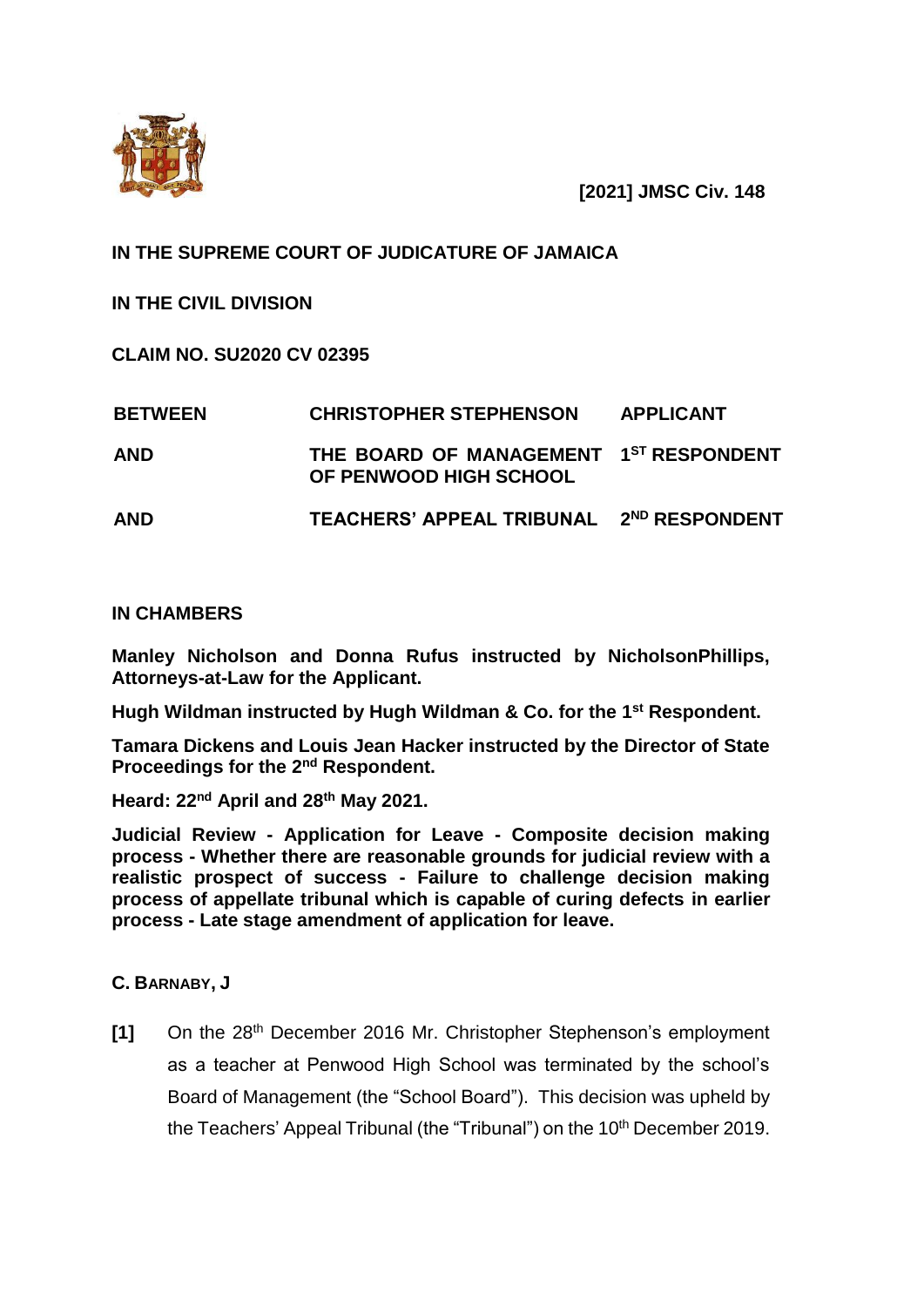**[2021] JMSC Civ. 148**

**IN THE SUPREME COURT OF JUDICATURE OF JAMAICA**

**IN THE CIVIL DIVISION**

**CLAIM NO. SU2020 CV 02395**

| | | |
|---|---|---|
| **BETWEEN** | **CHRISTOPHER STEPHENSON** | **APPLICANT** |
| **AND** | **THE BOARD OF MANAGEMENT OF PENWOOD HIGH SCHOOL** | **1ST RESPONDENT** |
| **AND** | **TEACHERS' APPEAL TRIBUNAL** | **2ND RESPONDENT** |

**IN CHAMBERS**

**Manley Nicholson and Donna Rufus instructed by NicholsonPhillips, Attorneys-at-Law for the Applicant.**

**Hugh Wildman instructed by Hugh Wildman & Co. for the 1st Respondent.**

**Tamara Dickens and Louis Jean Hacker instructed by the Director of State Proceedings for the 2nd Respondent.**

**Heard: 22nd April and 28th May 2021.**

**Judicial Review - Application for Leave - Composite decision making process - Whether there are reasonable grounds for judicial review with a realistic prospect of success - Failure to challenge decision making process of appellate tribunal which is capable of curing defects in earlier process - Late stage amendment of application for leave.**

**C. BARNABY, J**

**[1]** On the 28th December 2016 Mr. Christopher Stephenson's employment as a teacher at Penwood High School was terminated by the school's Board of Management (the "School Board"). This decision was upheld by the Teachers' Appeal Tribunal (the "Tribunal") on the 10th December 2019.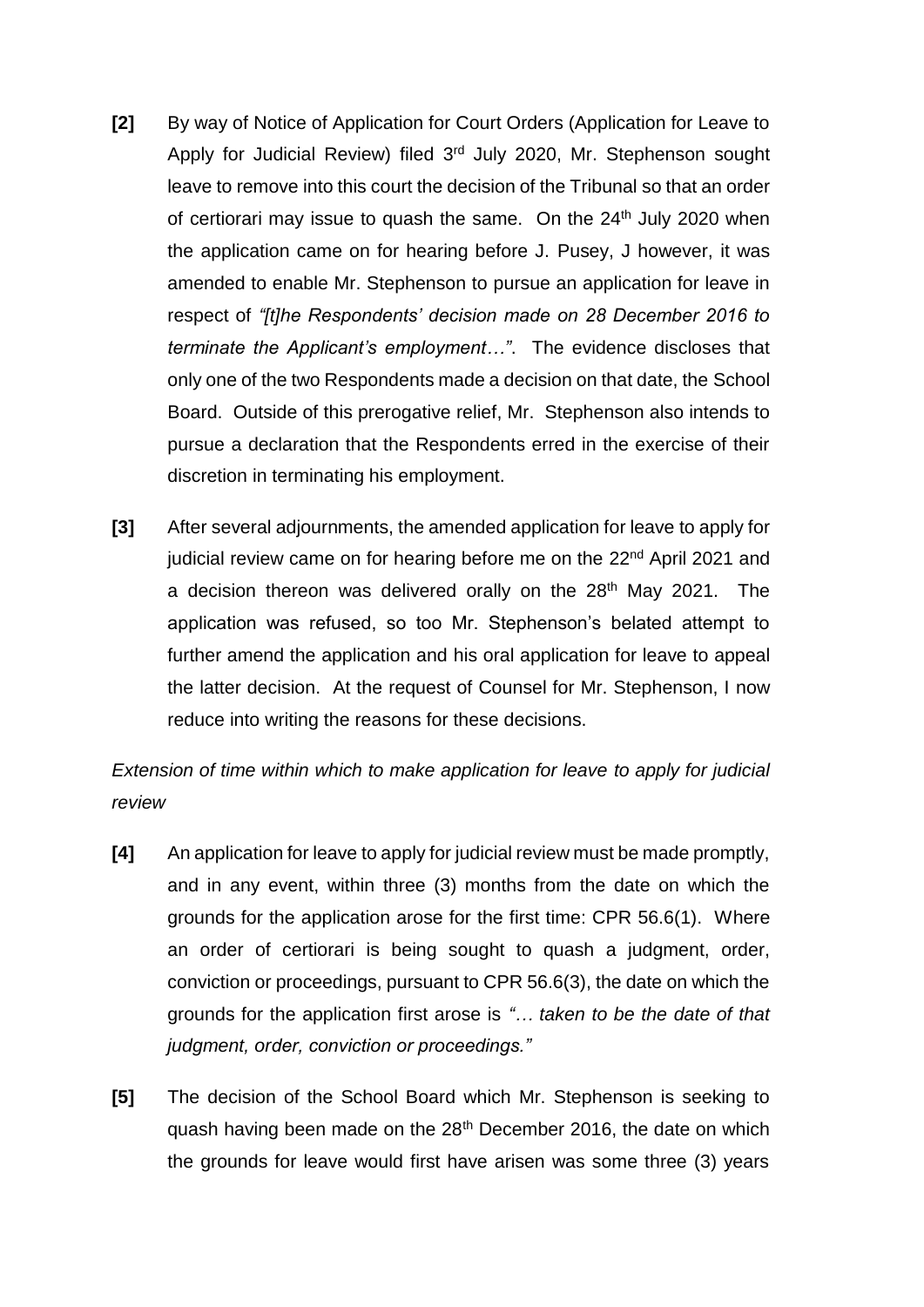**[2]** By way of Notice of Application for Court Orders (Application for Leave to Apply for Judicial Review) filed 3rd July 2020, Mr. Stephenson sought leave to remove into this court the decision of the Tribunal so that an order of certiorari may issue to quash the same. On the 24th July 2020 when the application came on for hearing before J. Pusey, J however, it was amended to enable Mr. Stephenson to pursue an application for leave in respect of *"[t]he Respondents' decision made on 28 December 2016 to terminate the Applicant's employment…"*. The evidence discloses that only one of the two Respondents made a decision on that date, the School Board. Outside of this prerogative relief, Mr. Stephenson also intends to pursue a declaration that the Respondents erred in the exercise of their discretion in terminating his employment.

**[3]** After several adjournments, the amended application for leave to apply for judicial review came on for hearing before me on the 22nd April 2021 and a decision thereon was delivered orally on the 28th May 2021. The application was refused, so too Mr. Stephenson's belated attempt to further amend the application and his oral application for leave to appeal the latter decision. At the request of Counsel for Mr. Stephenson, I now reduce into writing the reasons for these decisions.

*Extension of time within which to make application for leave to apply for judicial review*

**[4]** An application for leave to apply for judicial review must be made promptly, and in any event, within three (3) months from the date on which the grounds for the application arose for the first time: CPR 56.6(1). Where an order of certiorari is being sought to quash a judgment, order, conviction or proceedings, pursuant to CPR 56.6(3), the date on which the grounds for the application first arose is *"… taken to be the date of that judgment, order, conviction or proceedings."*

**[5]** The decision of the School Board which Mr. Stephenson is seeking to quash having been made on the 28th December 2016, the date on which the grounds for leave would first have arisen was some three (3) years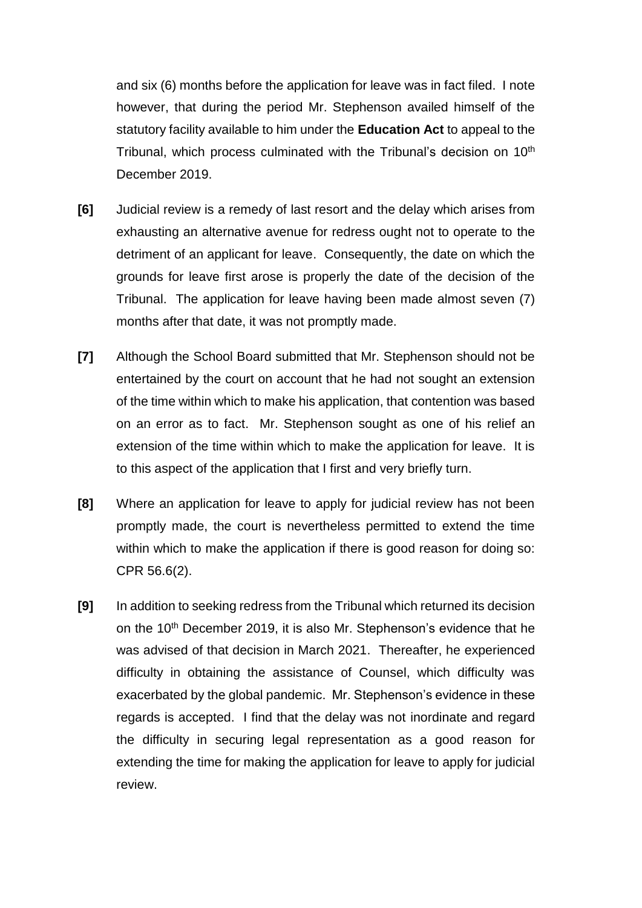and six (6) months before the application for leave was in fact filed. I note however, that during the period Mr. Stephenson availed himself of the statutory facility available to him under the **Education Act** to appeal to the Tribunal, which process culminated with the Tribunal's decision on 10th December 2019.

**[6]** Judicial review is a remedy of last resort and the delay which arises from exhausting an alternative avenue for redress ought not to operate to the detriment of an applicant for leave. Consequently, the date on which the grounds for leave first arose is properly the date of the decision of the Tribunal. The application for leave having been made almost seven (7) months after that date, it was not promptly made.

**[7]** Although the School Board submitted that Mr. Stephenson should not be entertained by the court on account that he had not sought an extension of the time within which to make his application, that contention was based on an error as to fact. Mr. Stephenson sought as one of his relief an extension of the time within which to make the application for leave. It is to this aspect of the application that I first and very briefly turn.

**[8]** Where an application for leave to apply for judicial review has not been promptly made, the court is nevertheless permitted to extend the time within which to make the application if there is good reason for doing so: CPR 56.6(2).

**[9]** In addition to seeking redress from the Tribunal which returned its decision on the 10th December 2019, it is also Mr. Stephenson's evidence that he was advised of that decision in March 2021. Thereafter, he experienced difficulty in obtaining the assistance of Counsel, which difficulty was exacerbated by the global pandemic. Mr. Stephenson's evidence in these regards is accepted. I find that the delay was not inordinate and regard the difficulty in securing legal representation as a good reason for extending the time for making the application for leave to apply for judicial review.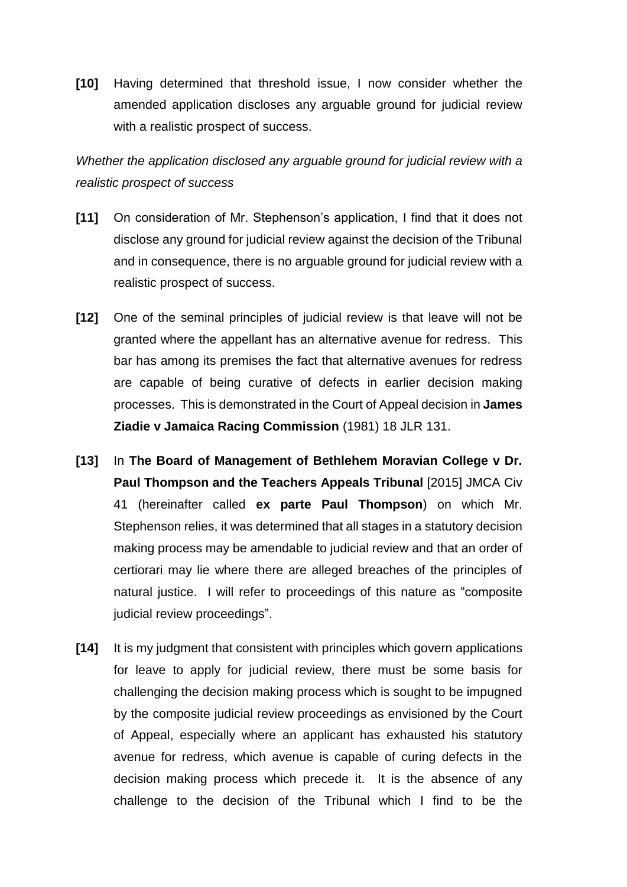**[10]** Having determined that threshold issue, I now consider whether the amended application discloses any arguable ground for judicial review with a realistic prospect of success.

*Whether the application disclosed any arguable ground for judicial review with a realistic prospect of success*

**[11]** On consideration of Mr. Stephenson's application, I find that it does not disclose any ground for judicial review against the decision of the Tribunal and in consequence, there is no arguable ground for judicial review with a realistic prospect of success.

**[12]** One of the seminal principles of judicial review is that leave will not be granted where the appellant has an alternative avenue for redress. This bar has among its premises the fact that alternative avenues for redress are capable of being curative of defects in earlier decision making processes. This is demonstrated in the Court of Appeal decision in **James Ziadie v Jamaica Racing Commission** (1981) 18 JLR 131.

**[13]** In **The Board of Management of Bethlehem Moravian College v Dr. Paul Thompson and the Teachers Appeals Tribunal** [2015] JMCA Civ 41 (hereinafter called **ex parte Paul Thompson**) on which Mr. Stephenson relies, it was determined that all stages in a statutory decision making process may be amendable to judicial review and that an order of certiorari may lie where there are alleged breaches of the principles of natural justice. I will refer to proceedings of this nature as "composite judicial review proceedings".

**[14]** It is my judgment that consistent with principles which govern applications for leave to apply for judicial review, there must be some basis for challenging the decision making process which is sought to be impugned by the composite judicial review proceedings as envisioned by the Court of Appeal, especially where an applicant has exhausted his statutory avenue for redress, which avenue is capable of curing defects in the decision making process which precede it. It is the absence of any challenge to the decision of the Tribunal which I find to be the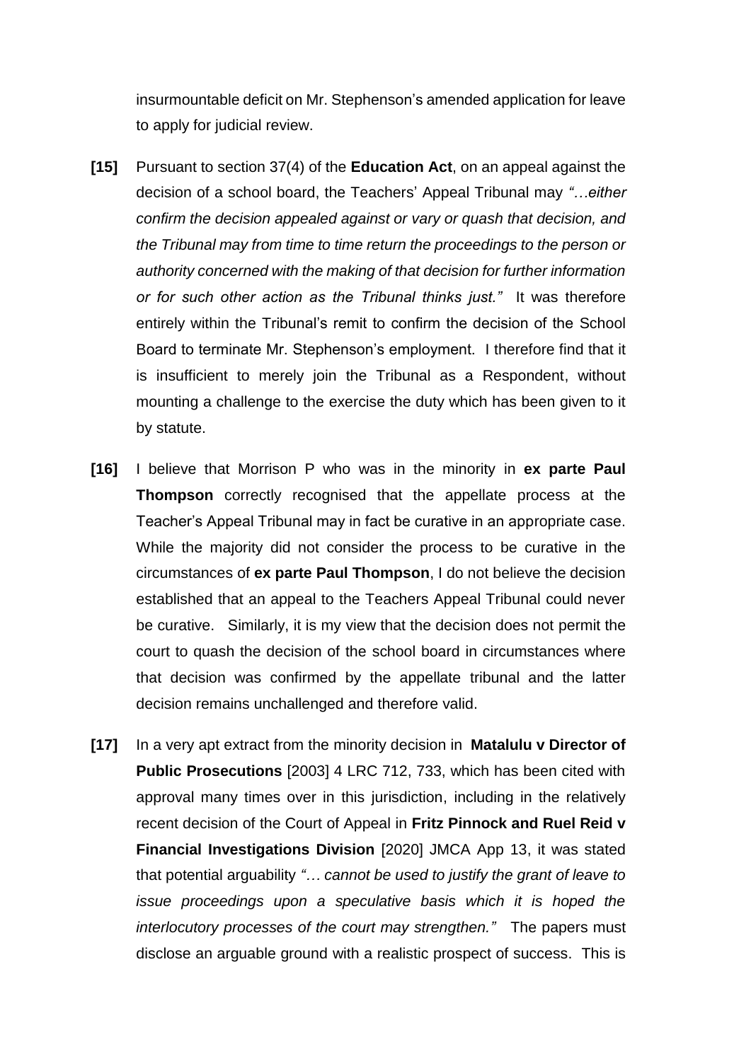insurmountable deficit on Mr. Stephenson's amended application for leave to apply for judicial review.

**[15]** Pursuant to section 37(4) of the **Education Act**, on an appeal against the decision of a school board, the Teachers' Appeal Tribunal may *"…either confirm the decision appealed against or vary or quash that decision, and the Tribunal may from time to time return the proceedings to the person or authority concerned with the making of that decision for further information or for such other action as the Tribunal thinks just."* It was therefore entirely within the Tribunal's remit to confirm the decision of the School Board to terminate Mr. Stephenson's employment. I therefore find that it is insufficient to merely join the Tribunal as a Respondent, without mounting a challenge to the exercise the duty which has been given to it by statute.

**[16]** I believe that Morrison P who was in the minority in **ex parte Paul Thompson** correctly recognised that the appellate process at the Teacher's Appeal Tribunal may in fact be curative in an appropriate case. While the majority did not consider the process to be curative in the circumstances of **ex parte Paul Thompson**, I do not believe the decision established that an appeal to the Teachers Appeal Tribunal could never be curative. Similarly, it is my view that the decision does not permit the court to quash the decision of the school board in circumstances where that decision was confirmed by the appellate tribunal and the latter decision remains unchallenged and therefore valid.

**[17]** In a very apt extract from the minority decision in **Matalulu v Director of Public Prosecutions** [2003] 4 LRC 712, 733, which has been cited with approval many times over in this jurisdiction, including in the relatively recent decision of the Court of Appeal in **Fritz Pinnock and Ruel Reid v Financial Investigations Division** [2020] JMCA App 13, it was stated that potential arguability *"… cannot be used to justify the grant of leave to issue proceedings upon a speculative basis which it is hoped the interlocutory processes of the court may strengthen."* The papers must disclose an arguable ground with a realistic prospect of success. This is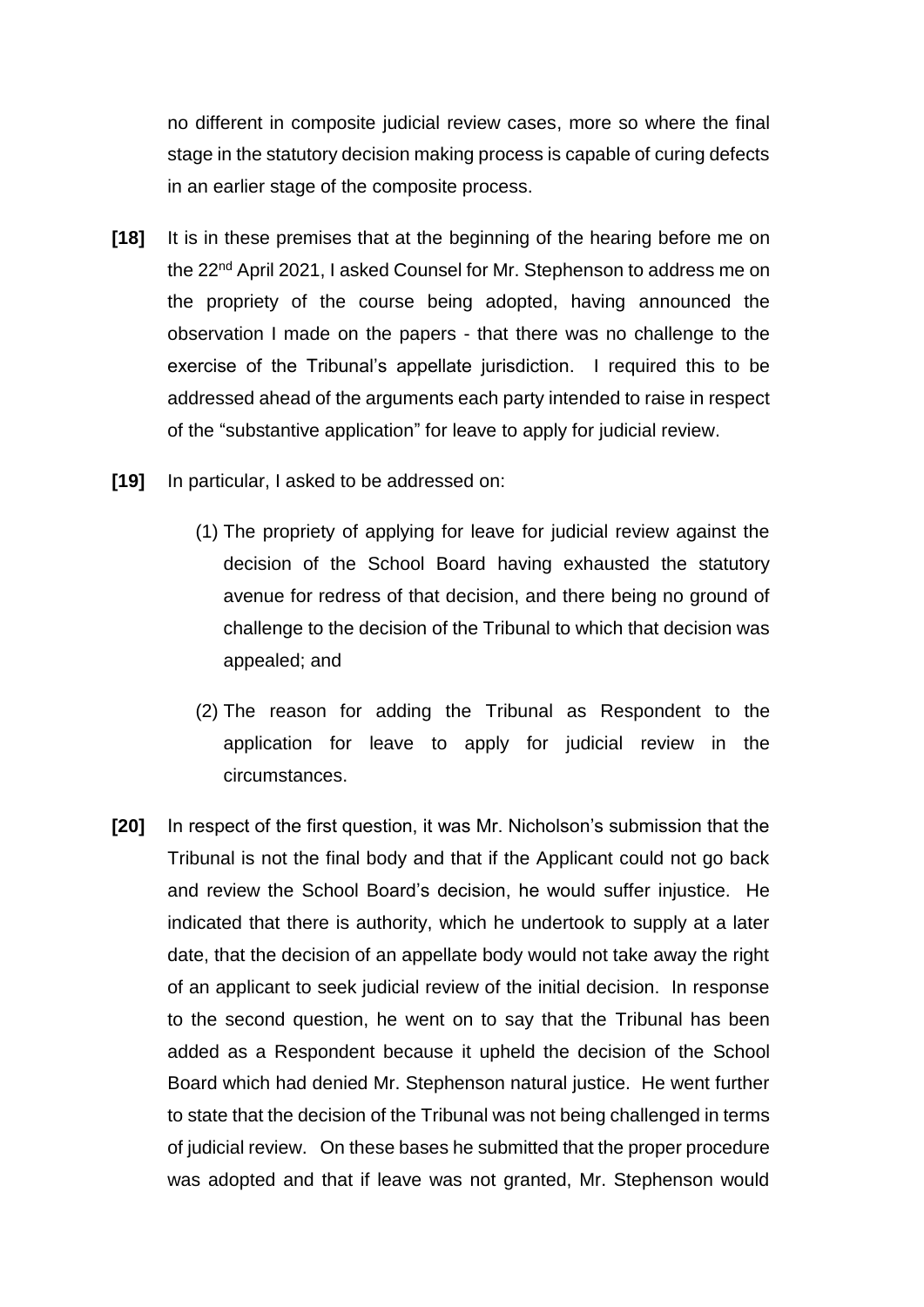no different in composite judicial review cases, more so where the final stage in the statutory decision making process is capable of curing defects in an earlier stage of the composite process.

**[18]** It is in these premises that at the beginning of the hearing before me on the 22nd April 2021, I asked Counsel for Mr. Stephenson to address me on the propriety of the course being adopted, having announced the observation I made on the papers - that there was no challenge to the exercise of the Tribunal's appellate jurisdiction. I required this to be addressed ahead of the arguments each party intended to raise in respect of the "substantive application" for leave to apply for judicial review.

**[19]** In particular, I asked to be addressed on:

(1) The propriety of applying for leave for judicial review against the decision of the School Board having exhausted the statutory avenue for redress of that decision, and there being no ground of challenge to the decision of the Tribunal to which that decision was appealed; and

(2) The reason for adding the Tribunal as Respondent to the application for leave to apply for judicial review in the circumstances.

**[20]** In respect of the first question, it was Mr. Nicholson's submission that the Tribunal is not the final body and that if the Applicant could not go back and review the School Board's decision, he would suffer injustice. He indicated that there is authority, which he undertook to supply at a later date, that the decision of an appellate body would not take away the right of an applicant to seek judicial review of the initial decision. In response to the second question, he went on to say that the Tribunal has been added as a Respondent because it upheld the decision of the School Board which had denied Mr. Stephenson natural justice. He went further to state that the decision of the Tribunal was not being challenged in terms of judicial review. On these bases he submitted that the proper procedure was adopted and that if leave was not granted, Mr. Stephenson would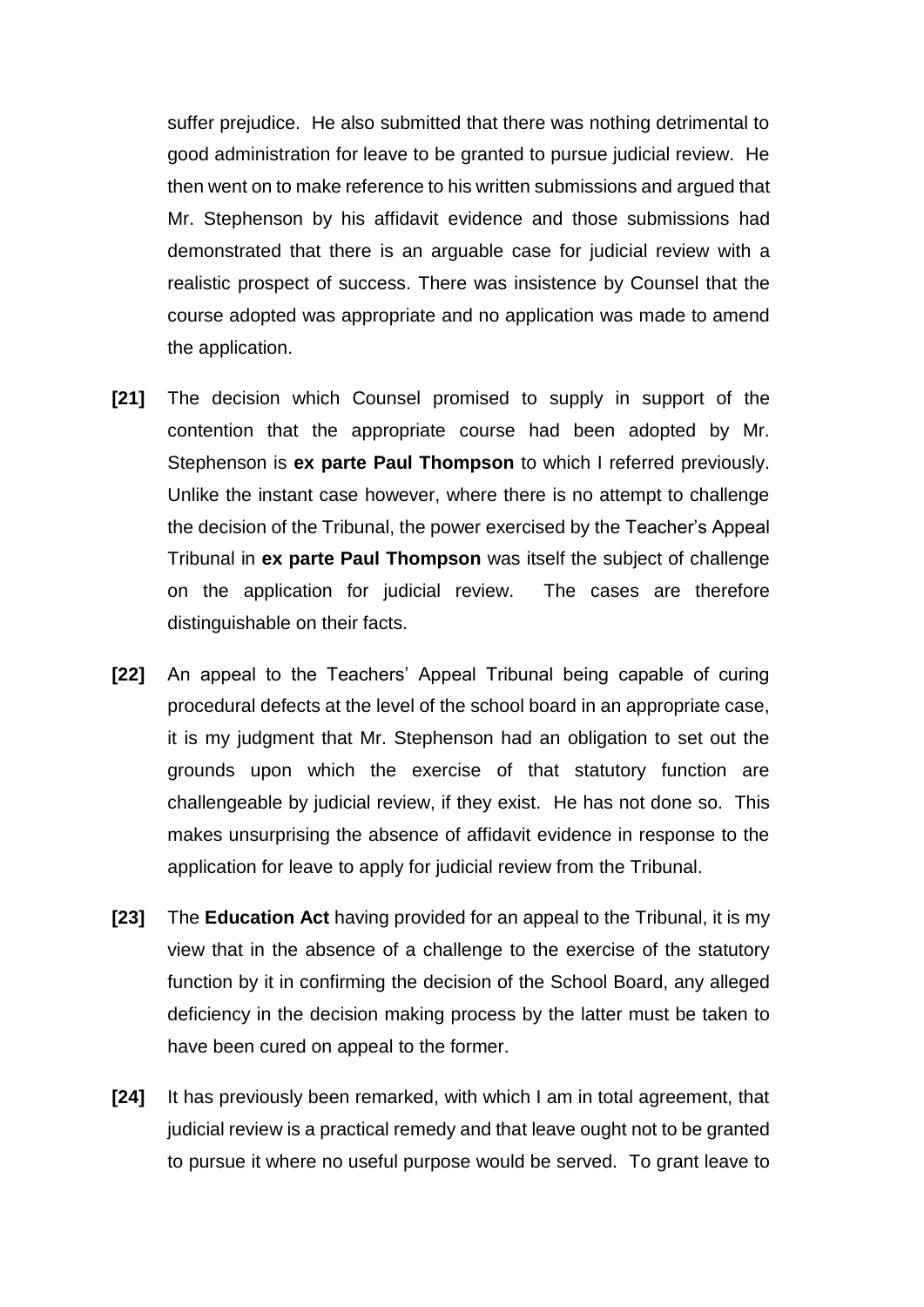suffer prejudice. He also submitted that there was nothing detrimental to good administration for leave to be granted to pursue judicial review. He then went on to make reference to his written submissions and argued that Mr. Stephenson by his affidavit evidence and those submissions had demonstrated that there is an arguable case for judicial review with a realistic prospect of success. There was insistence by Counsel that the course adopted was appropriate and no application was made to amend the application.

**[21]** The decision which Counsel promised to supply in support of the contention that the appropriate course had been adopted by Mr. Stephenson is **ex parte Paul Thompson** to which I referred previously. Unlike the instant case however, where there is no attempt to challenge the decision of the Tribunal, the power exercised by the Teacher's Appeal Tribunal in **ex parte Paul Thompson** was itself the subject of challenge on the application for judicial review. The cases are therefore distinguishable on their facts.

**[22]** An appeal to the Teachers' Appeal Tribunal being capable of curing procedural defects at the level of the school board in an appropriate case, it is my judgment that Mr. Stephenson had an obligation to set out the grounds upon which the exercise of that statutory function are challengeable by judicial review, if they exist. He has not done so. This makes unsurprising the absence of affidavit evidence in response to the application for leave to apply for judicial review from the Tribunal.

**[23]** The **Education Act** having provided for an appeal to the Tribunal, it is my view that in the absence of a challenge to the exercise of the statutory function by it in confirming the decision of the School Board, any alleged deficiency in the decision making process by the latter must be taken to have been cured on appeal to the former.

**[24]** It has previously been remarked, with which I am in total agreement, that judicial review is a practical remedy and that leave ought not to be granted to pursue it where no useful purpose would be served. To grant leave to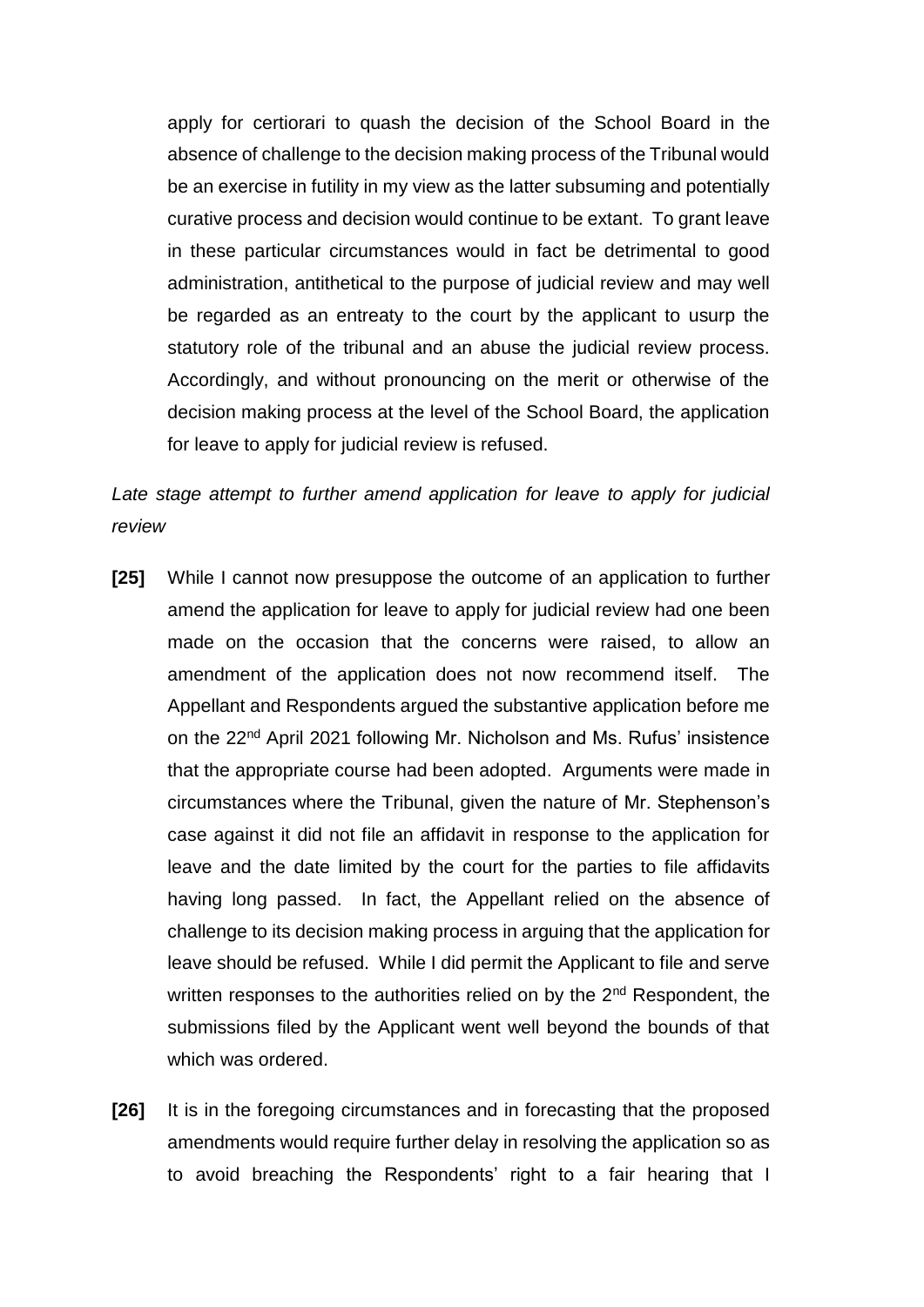apply for certiorari to quash the decision of the School Board in the absence of challenge to the decision making process of the Tribunal would be an exercise in futility in my view as the latter subsuming and potentially curative process and decision would continue to be extant. To grant leave in these particular circumstances would in fact be detrimental to good administration, antithetical to the purpose of judicial review and may well be regarded as an entreaty to the court by the applicant to usurp the statutory role of the tribunal and an abuse the judicial review process. Accordingly, and without pronouncing on the merit or otherwise of the decision making process at the level of the School Board, the application for leave to apply for judicial review is refused.

*Late stage attempt to further amend application for leave to apply for judicial review*

**[25]** While I cannot now presuppose the outcome of an application to further amend the application for leave to apply for judicial review had one been made on the occasion that the concerns were raised, to allow an amendment of the application does not now recommend itself. The Appellant and Respondents argued the substantive application before me on the 22nd April 2021 following Mr. Nicholson and Ms. Rufus' insistence that the appropriate course had been adopted. Arguments were made in circumstances where the Tribunal, given the nature of Mr. Stephenson's case against it did not file an affidavit in response to the application for leave and the date limited by the court for the parties to file affidavits having long passed. In fact, the Appellant relied on the absence of challenge to its decision making process in arguing that the application for leave should be refused. While I did permit the Applicant to file and serve written responses to the authorities relied on by the 2nd Respondent, the submissions filed by the Applicant went well beyond the bounds of that which was ordered.

**[26]** It is in the foregoing circumstances and in forecasting that the proposed amendments would require further delay in resolving the application so as to avoid breaching the Respondents' right to a fair hearing that I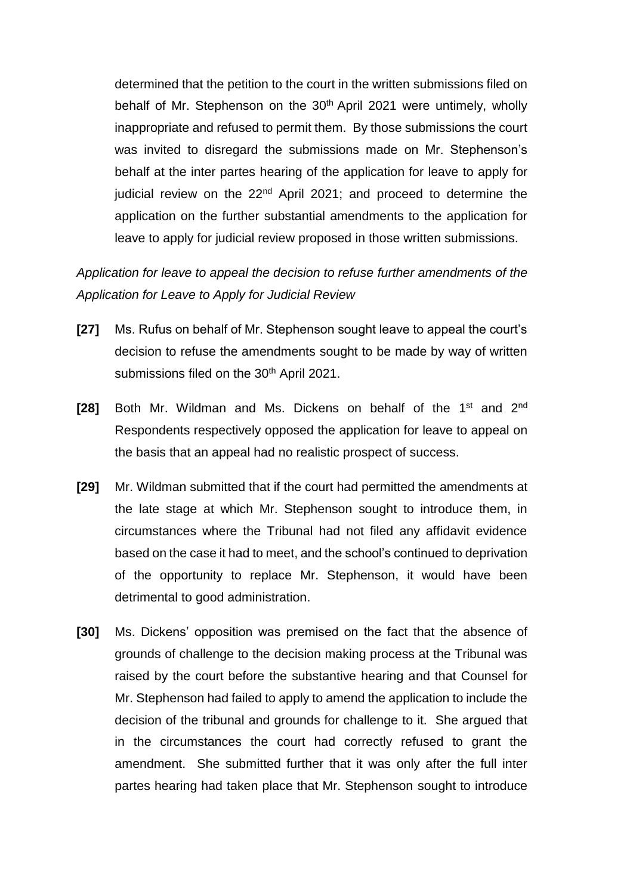determined that the petition to the court in the written submissions filed on behalf of Mr. Stephenson on the 30th April 2021 were untimely, wholly inappropriate and refused to permit them. By those submissions the court was invited to disregard the submissions made on Mr. Stephenson's behalf at the inter partes hearing of the application for leave to apply for judicial review on the 22nd April 2021; and proceed to determine the application on the further substantial amendments to the application for leave to apply for judicial review proposed in those written submissions.

*Application for leave to appeal the decision to refuse further amendments of the Application for Leave to Apply for Judicial Review*

**[27]** Ms. Rufus on behalf of Mr. Stephenson sought leave to appeal the court's decision to refuse the amendments sought to be made by way of written submissions filed on the 30th April 2021.

**[28]** Both Mr. Wildman and Ms. Dickens on behalf of the 1st and 2nd Respondents respectively opposed the application for leave to appeal on the basis that an appeal had no realistic prospect of success.

**[29]** Mr. Wildman submitted that if the court had permitted the amendments at the late stage at which Mr. Stephenson sought to introduce them, in circumstances where the Tribunal had not filed any affidavit evidence based on the case it had to meet, and the school's continued to deprivation of the opportunity to replace Mr. Stephenson, it would have been detrimental to good administration.

**[30]** Ms. Dickens' opposition was premised on the fact that the absence of grounds of challenge to the decision making process at the Tribunal was raised by the court before the substantive hearing and that Counsel for Mr. Stephenson had failed to apply to amend the application to include the decision of the tribunal and grounds for challenge to it. She argued that in the circumstances the court had correctly refused to grant the amendment. She submitted further that it was only after the full inter partes hearing had taken place that Mr. Stephenson sought to introduce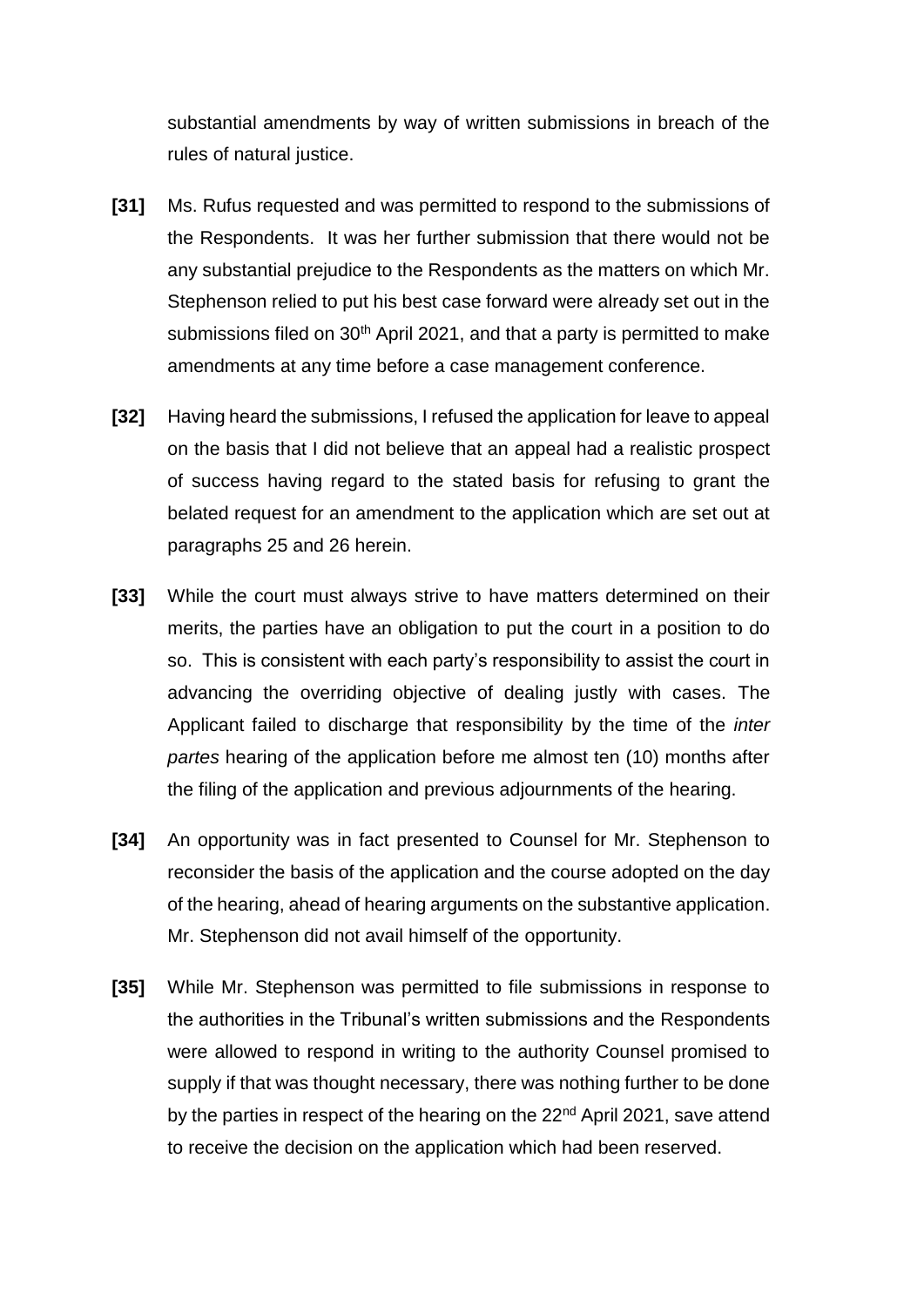substantial amendments by way of written submissions in breach of the rules of natural justice.

**[31]** Ms. Rufus requested and was permitted to respond to the submissions of the Respondents. It was her further submission that there would not be any substantial prejudice to the Respondents as the matters on which Mr. Stephenson relied to put his best case forward were already set out in the submissions filed on 30th April 2021, and that a party is permitted to make amendments at any time before a case management conference.

**[32]** Having heard the submissions, I refused the application for leave to appeal on the basis that I did not believe that an appeal had a realistic prospect of success having regard to the stated basis for refusing to grant the belated request for an amendment to the application which are set out at paragraphs 25 and 26 herein.

**[33]** While the court must always strive to have matters determined on their merits, the parties have an obligation to put the court in a position to do so. This is consistent with each party's responsibility to assist the court in advancing the overriding objective of dealing justly with cases. The Applicant failed to discharge that responsibility by the time of the *inter partes* hearing of the application before me almost ten (10) months after the filing of the application and previous adjournments of the hearing.

**[34]** An opportunity was in fact presented to Counsel for Mr. Stephenson to reconsider the basis of the application and the course adopted on the day of the hearing, ahead of hearing arguments on the substantive application. Mr. Stephenson did not avail himself of the opportunity.

**[35]** While Mr. Stephenson was permitted to file submissions in response to the authorities in the Tribunal's written submissions and the Respondents were allowed to respond in writing to the authority Counsel promised to supply if that was thought necessary, there was nothing further to be done by the parties in respect of the hearing on the 22nd April 2021, save attend to receive the decision on the application which had been reserved.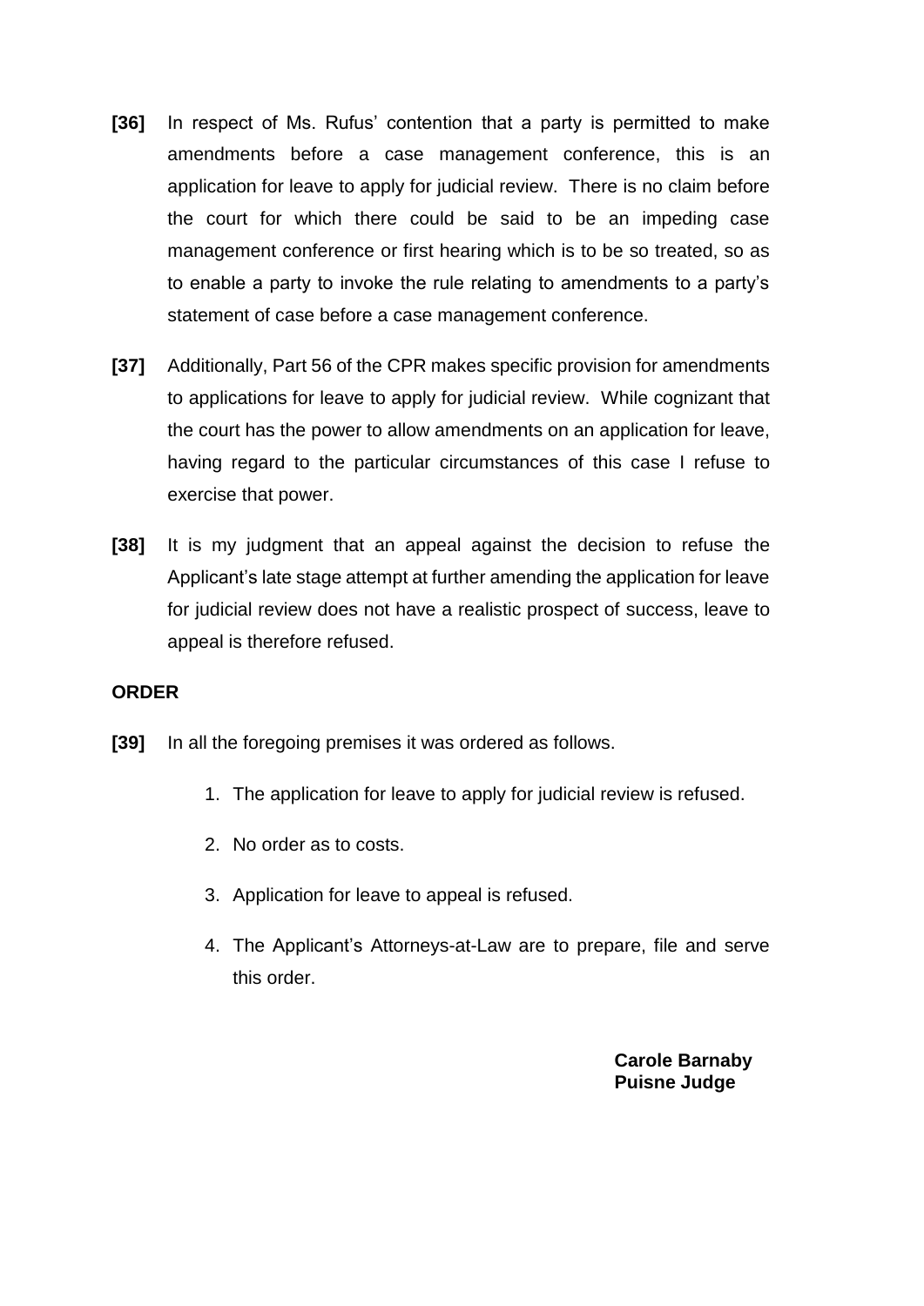**[36]** In respect of Ms. Rufus' contention that a party is permitted to make amendments before a case management conference, this is an application for leave to apply for judicial review. There is no claim before the court for which there could be said to be an impeding case management conference or first hearing which is to be so treated, so as to enable a party to invoke the rule relating to amendments to a party's statement of case before a case management conference.

**[37]** Additionally, Part 56 of the CPR makes specific provision for amendments to applications for leave to apply for judicial review. While cognizant that the court has the power to allow amendments on an application for leave, having regard to the particular circumstances of this case I refuse to exercise that power.

**[38]** It is my judgment that an appeal against the decision to refuse the Applicant's late stage attempt at further amending the application for leave for judicial review does not have a realistic prospect of success, leave to appeal is therefore refused.

**ORDER**

**[39]** In all the foregoing premises it was ordered as follows.

1. The application for leave to apply for judicial review is refused.
2. No order as to costs.
3. Application for leave to appeal is refused.
4. The Applicant's Attorneys-at-Law are to prepare, file and serve this order.

**Carole Barnaby**
**Puisne Judge**